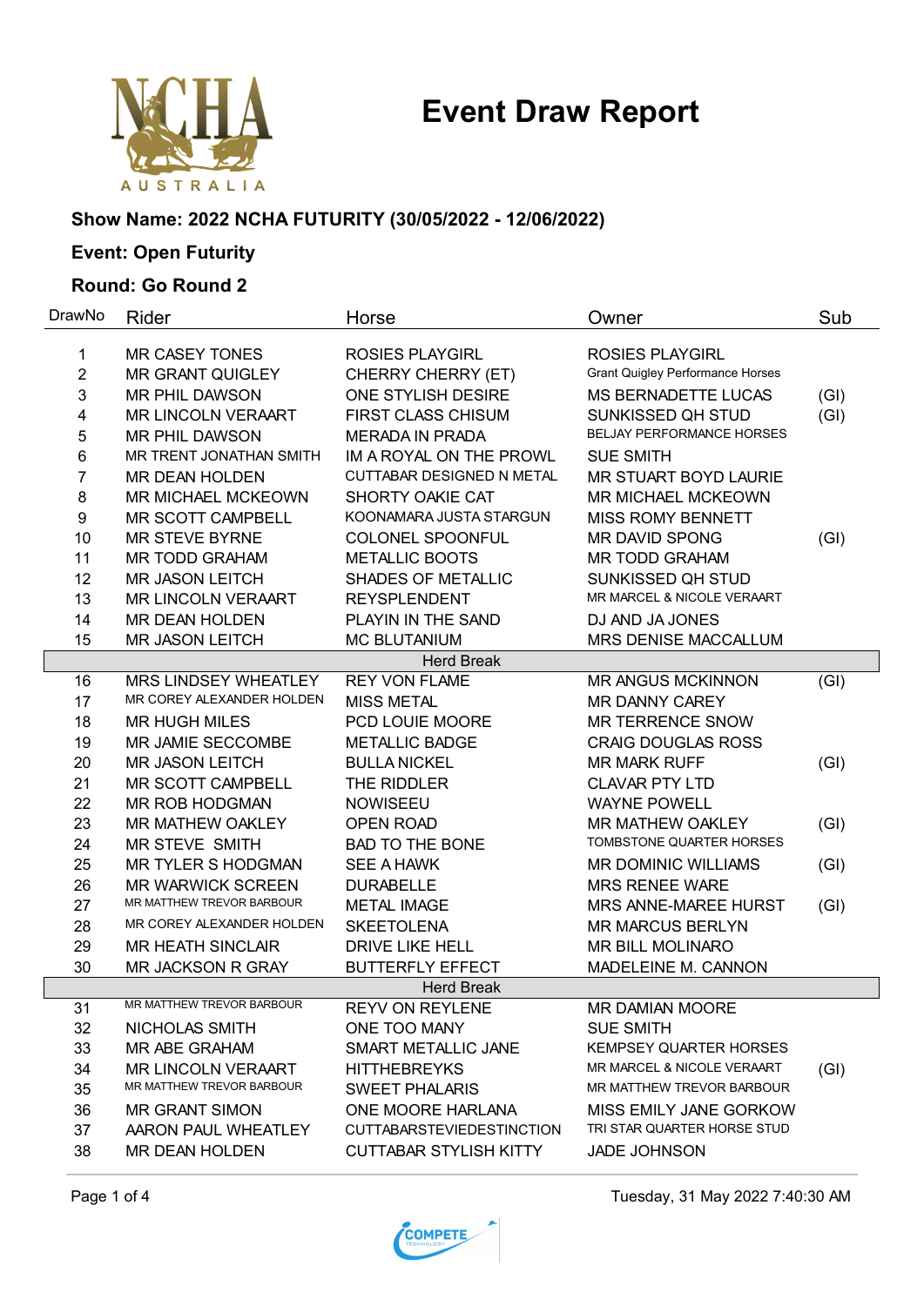# Event Draw Report

**Show Name: 2022 NCHA FUTURITY (30/05/2022 - 12/06/2022)**

**Event: Open Futurity**

**Round: Go Round 2**

| DrawNo | Rider | Horse | Owner | Sub |
|---|---|---|---|---|
| 1 | MR CASEY TONES | ROSIES PLAYGIRL | ROSIES PLAYGIRL | |
| 2 | MR GRANT QUIGLEY | CHERRY CHERRY (ET) | Grant Quigley Performance Horses | |
| 3 | MR PHIL DAWSON | ONE STYLISH DESIRE | MS BERNADETTE LUCAS | (GI) |
| 4 | MR LINCOLN VERAART | FIRST CLASS CHISUM | SUNKISSED QH STUD | (GI) |
| 5 | MR PHIL DAWSON | MERADA IN PRADA | BELJAY PERFORMANCE HORSES | |
| 6 | MR TRENT JONATHAN SMITH | IM A ROYAL ON THE PROWL | SUE SMITH | |
| 7 | MR DEAN HOLDEN | CUTTABAR DESIGNED N METAL | MR STUART BOYD LAURIE | |
| 8 | MR MICHAEL MCKEOWN | SHORTY OAKIE CAT | MR MICHAEL MCKEOWN | |
| 9 | MR SCOTT CAMPBELL | KOONAMARA JUSTA STARGUN | MISS ROMY BENNETT | |
| 10 | MR STEVE BYRNE | COLONEL SPOONFUL | MR DAVID SPONG | (GI) |
| 11 | MR TODD GRAHAM | METALLIC BOOTS | MR TODD GRAHAM | |
| 12 | MR JASON LEITCH | SHADES OF METALLIC | SUNKISSED QH STUD | |
| 13 | MR LINCOLN VERAART | REYSPLENDENT | MR MARCEL & NICOLE VERAART | |
| 14 | MR DEAN HOLDEN | PLAYIN IN THE SAND | DJ AND JA JONES | |
| 15 | MR JASON LEITCH | MC BLUTANIUM | MRS DENISE MACCALLUM | |
| | | Herd Break | | |
| 16 | MRS LINDSEY WHEATLEY | REY VON FLAME | MR ANGUS MCKINNON | (GI) |
| 17 | MR COREY ALEXANDER HOLDEN | MISS METAL | MR DANNY CAREY | |
| 18 | MR HUGH MILES | PCD LOUIE MOORE | MR TERRENCE SNOW | |
| 19 | MR JAMIE SECCOMBE | METALLIC BADGE | CRAIG DOUGLAS ROSS | |
| 20 | MR JASON LEITCH | BULLA NICKEL | MR MARK RUFF | (GI) |
| 21 | MR SCOTT CAMPBELL | THE RIDDLER | CLAVAR PTY LTD | |
| 22 | MR ROB HODGMAN | NOWISEEU | WAYNE POWELL | |
| 23 | MR MATHEW OAKLEY | OPEN ROAD | MR MATHEW OAKLEY | (GI) |
| 24 | MR STEVE SMITH | BAD TO THE BONE | TOMBSTONE QUARTER HORSES | |
| 25 | MR TYLER S HODGMAN | SEE A HAWK | MR DOMINIC WILLIAMS | (GI) |
| 26 | MR WARWICK SCREEN | DURABELLE | MRS RENEE WARE | |
| 27 | MR MATTHEW TREVOR BARBOUR | METAL IMAGE | MRS ANNE-MAREE HURST | (GI) |
| 28 | MR COREY ALEXANDER HOLDEN | SKEETOLENA | MR MARCUS BERLYN | |
| 29 | MR HEATH SINCLAIR | DRIVE LIKE HELL | MR BILL MOLINARO | |
| 30 | MR JACKSON R GRAY | BUTTERFLY EFFECT | MADELEINE M. CANNON | |
| | | Herd Break | | |
| 31 | MR MATTHEW TREVOR BARBOUR | REYV ON REYLENE | MR DAMIAN MOORE | |
| 32 | NICHOLAS SMITH | ONE TOO MANY | SUE SMITH | |
| 33 | MR ABE GRAHAM | SMART METALLIC JANE | KEMPSEY QUARTER HORSES | |
| 34 | MR LINCOLN VERAART | HITTHEBREYKS | MR MARCEL & NICOLE VERAART | (GI) |
| 35 | MR MATTHEW TREVOR BARBOUR | SWEET PHALARIS | MR MATTHEW TREVOR BARBOUR | |
| 36 | MR GRANT SIMON | ONE MOORE HARLANA | MISS EMILY JANE GORKOW | |
| 37 | AARON PAUL WHEATLEY | CUTTABARSTEVIEDESTINCTION | TRI STAR QUARTER HORSE STUD | |
| 38 | MR DEAN HOLDEN | CUTTABAR STYLISH KITTY | JADE JOHNSON | |

Tuesday, 31 May 2022 7:40:30 AM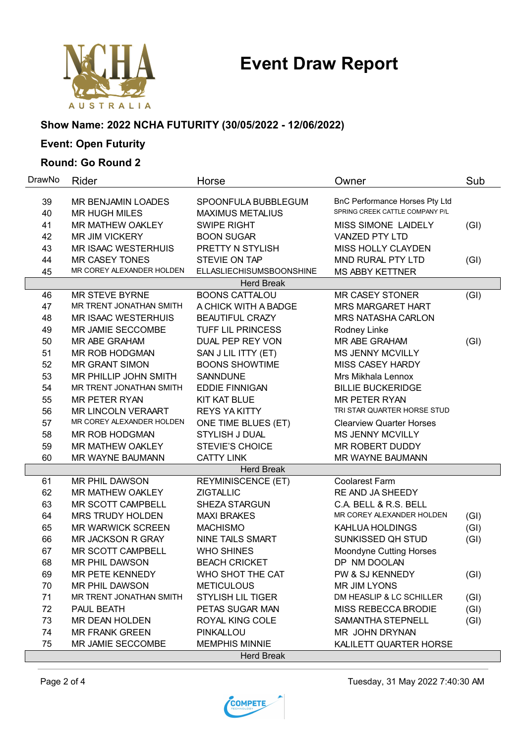# Event Draw Report

**Show Name: 2022 NCHA FUTURITY (30/05/2022 - 12/06/2022)**

**Event: Open Futurity**

**Round: Go Round 2**

| DrawNo | Rider | Horse | Owner | Sub |
|---|---|---|---|---|
| 39 | MR BENJAMIN LOADES | SPOONFULA BUBBLEGUM | BnC Performance Horses Pty Ltd | |
| 40 | MR HUGH MILES | MAXIMUS METALIUS | SPRING CREEK CATTLE COMPANY P/L | |
| 41 | MR MATHEW OAKLEY | SWIPE RIGHT | MISS SIMONE LAIDELY | (GI) |
| 42 | MR JIM VICKERY | BOON SUGAR | VANZED PTY LTD | |
| 43 | MR ISAAC WESTERHUIS | PRETTY N STYLISH | MISS HOLLY CLAYDEN | |
| 44 | MR CASEY TONES | STEVIE ON TAP | MND RURAL PTY LTD | (GI) |
| 45 | MR COREY ALEXANDER HOLDEN | ELLASLIECHISUMSBOONSHINE | MS ABBY KETTNER | |
| | | Herd Break | | |
| 46 | MR STEVE BYRNE | BOONS CATTALOU | MR CASEY STONER | (GI) |
| 47 | MR TRENT JONATHAN SMITH | A CHICK WITH A BADGE | MRS MARGARET HART | |
| 48 | MR ISAAC WESTERHUIS | BEAUTIFUL CRAZY | MRS NATASHA CARLON | |
| 49 | MR JAMIE SECCOMBE | TUFF LIL PRINCESS | Rodney Linke | |
| 50 | MR ABE GRAHAM | DUAL PEP REY VON | MR ABE GRAHAM | (GI) |
| 51 | MR ROB HODGMAN | SAN J LIL ITTY (ET) | MS JENNY MCVILLY | |
| 52 | MR GRANT SIMON | BOONS SHOWTIME | MISS CASEY HARDY | |
| 53 | MR PHILLIP JOHN SMITH | SANNDUNE | Mrs Mikhala Lennox | |
| 54 | MR TRENT JONATHAN SMITH | EDDIE FINNIGAN | BILLIE BUCKERIDGE | |
| 55 | MR PETER RYAN | KIT KAT BLUE | MR PETER RYAN | |
| 56 | MR LINCOLN VERAART | REYS YA KITTY | TRI STAR QUARTER HORSE STUD | |
| 57 | MR COREY ALEXANDER HOLDEN | ONE TIME BLUES (ET) | Clearview Quarter Horses | |
| 58 | MR ROB HODGMAN | STYLISH J DUAL | MS JENNY MCVILLY | |
| 59 | MR MATHEW OAKLEY | STEVIE'S CHOICE | MR ROBERT DUDDY | |
| 60 | MR WAYNE BAUMANN | CATTY LINK | MR WAYNE BAUMANN | |
| | | Herd Break | | |
| 61 | MR PHIL DAWSON | REYMINISCENCE (ET) | Coolarest Farm | |
| 62 | MR MATHEW OAKLEY | ZIGTALLIC | RE AND JA SHEEDY | |
| 63 | MR SCOTT CAMPBELL | SHEZA STARGUN | C.A. BELL & R.S. BELL | |
| 64 | MRS TRUDY HOLDEN | MAXI BRAKES | MR COREY ALEXANDER HOLDEN | (GI) |
| 65 | MR WARWICK SCREEN | MACHISMO | KAHLUA HOLDINGS | (GI) |
| 66 | MR JACKSON R GRAY | NINE TAILS SMART | SUNKISSED QH STUD | (GI) |
| 67 | MR SCOTT CAMPBELL | WHO SHINES | Moondyne Cutting Horses | |
| 68 | MR PHIL DAWSON | BEACH CRICKET | DP NM DOOLAN | |
| 69 | MR PETE KENNEDY | WHO SHOT THE CAT | PW & SJ KENNEDY | (GI) |
| 70 | MR PHIL DAWSON | METICULOUS | MR JIM LYONS | |
| 71 | MR TRENT JONATHAN SMITH | STYLISH LIL TIGER | DM HEASLIP & LC SCHILLER | (GI) |
| 72 | PAUL BEATH | PETAS SUGAR MAN | MISS REBECCA BRODIE | (GI) |
| 73 | MR DEAN HOLDEN | ROYAL KING COLE | SAMANTHA STEPNELL | (GI) |
| 74 | MR FRANK GREEN | PINKALLOU | MR JOHN DRYNAN | |
| 75 | MR JAMIE SECCOMBE | MEMPHIS MINNIE | KALILETT QUARTER HORSE | |
| | | Herd Break | | |

Tuesday, 31 May 2022 7:40:30 AM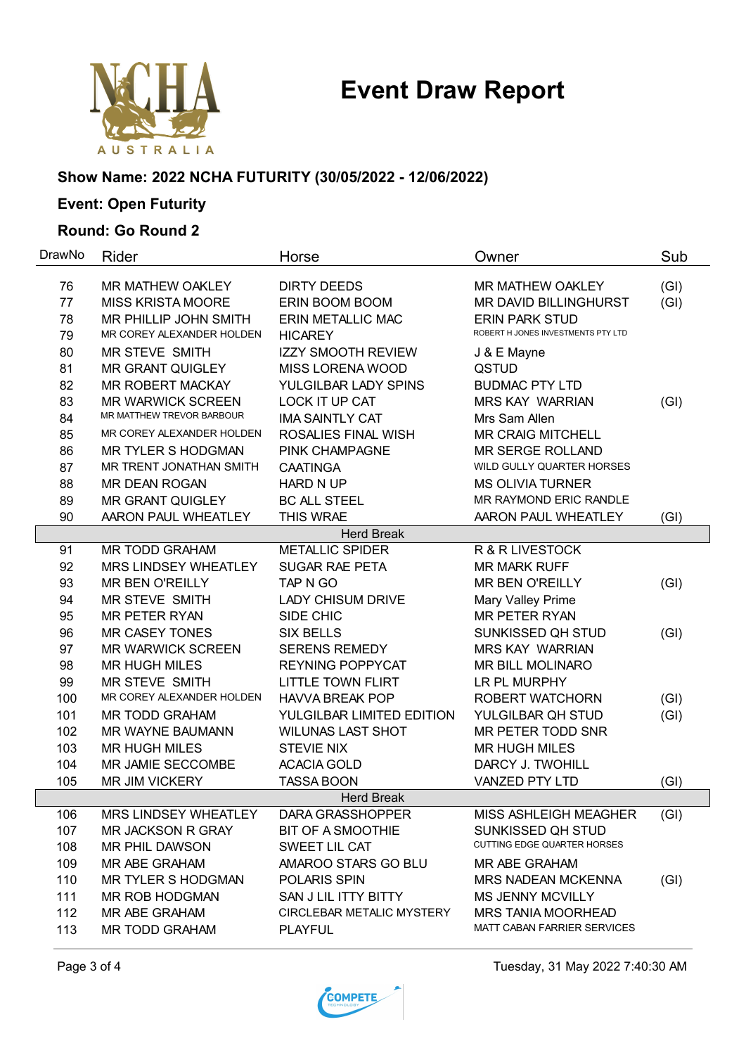# Event Draw Report

**Show Name: 2022 NCHA FUTURITY (30/05/2022 - 12/06/2022)**

**Event: Open Futurity**

**Round: Go Round 2**

| DrawNo | Rider | Horse | Owner | Sub |
|---|---|---|---|---|
| 76 | MR MATHEW OAKLEY | DIRTY DEEDS | MR MATHEW OAKLEY | (GI) |
| 77 | MISS KRISTA MOORE | ERIN BOOM BOOM | MR DAVID BILLINGHURST | (GI) |
| 78 | MR PHILLIP JOHN SMITH | ERIN METALLIC MAC | ERIN PARK STUD | |
| 79 | MR COREY ALEXANDER HOLDEN | HICAREY | ROBERT H JONES INVESTMENTS PTY LTD | |
| 80 | MR STEVE SMITH | IZZY SMOOTH REVIEW | J & E Mayne | |
| 81 | MR GRANT QUIGLEY | MISS LORENA WOOD | QSTUD | |
| 82 | MR ROBERT MACKAY | YULGILBAR LADY SPINS | BUDMAC PTY LTD | |
| 83 | MR WARWICK SCREEN | LOCK IT UP CAT | MRS KAY WARRIAN | (GI) |
| 84 | MR MATTHEW TREVOR BARBOUR | IMA SAINTLY CAT | Mrs Sam Allen | |
| 85 | MR COREY ALEXANDER HOLDEN | ROSALIES FINAL WISH | MR CRAIG MITCHELL | |
| 86 | MR TYLER S HODGMAN | PINK CHAMPAGNE | MR SERGE ROLLAND | |
| 87 | MR TRENT JONATHAN SMITH | CAATINGA | WILD GULLY QUARTER HORSES | |
| 88 | MR DEAN ROGAN | HARD N UP | MS OLIVIA TURNER | |
| 89 | MR GRANT QUIGLEY | BC ALL STEEL | MR RAYMOND ERIC RANDLE | |
| 90 | AARON PAUL WHEATLEY | THIS WRAE | AARON PAUL WHEATLEY | (GI) |
| | | Herd Break | | |
| 91 | MR TODD GRAHAM | METALLIC SPIDER | R & R LIVESTOCK | |
| 92 | MRS LINDSEY WHEATLEY | SUGAR RAE PETA | MR MARK RUFF | |
| 93 | MR BEN O'REILLY | TAP N GO | MR BEN O'REILLY | (GI) |
| 94 | MR STEVE SMITH | LADY CHISUM DRIVE | Mary Valley Prime | |
| 95 | MR PETER RYAN | SIDE CHIC | MR PETER RYAN | |
| 96 | MR CASEY TONES | SIX BELLS | SUNKISSED QH STUD | (GI) |
| 97 | MR WARWICK SCREEN | SERENS REMEDY | MRS KAY WARRIAN | |
| 98 | MR HUGH MILES | REYNING POPPYCAT | MR BILL MOLINARO | |
| 99 | MR STEVE SMITH | LITTLE TOWN FLIRT | LR PL MURPHY | |
| 100 | MR COREY ALEXANDER HOLDEN | HAVVA BREAK POP | ROBERT WATCHORN | (GI) |
| 101 | MR TODD GRAHAM | YULGILBAR LIMITED EDITION | YULGILBAR QH STUD | (GI) |
| 102 | MR WAYNE BAUMANN | WILUNAS LAST SHOT | MR PETER TODD SNR | |
| 103 | MR HUGH MILES | STEVIE NIX | MR HUGH MILES | |
| 104 | MR JAMIE SECCOMBE | ACACIA GOLD | DARCY J. TWOHILL | |
| 105 | MR JIM VICKERY | TASSA BOON | VANZED PTY LTD | (GI) |
| | | Herd Break | | |
| 106 | MRS LINDSEY WHEATLEY | DARA GRASSHOPPER | MISS ASHLEIGH MEAGHER | (GI) |
| 107 | MR JACKSON R GRAY | BIT OF A SMOOTHIE | SUNKISSED QH STUD | |
| 108 | MR PHIL DAWSON | SWEET LIL CAT | CUTTING EDGE QUARTER HORSES | |
| 109 | MR ABE GRAHAM | AMAROO STARS GO BLU | MR ABE GRAHAM | |
| 110 | MR TYLER S HODGMAN | POLARIS SPIN | MRS NADEAN MCKENNA | (GI) |
| 111 | MR ROB HODGMAN | SAN J LIL ITTY BITTY | MS JENNY MCVILLY | |
| 112 | MR ABE GRAHAM | CIRCLEBAR METALIC MYSTERY | MRS TANIA MOORHEAD | |
| 113 | MR TODD GRAHAM | PLAYFUL | MATT CABAN FARRIER SERVICES | |

Tuesday, 31 May 2022 7:40:30 AM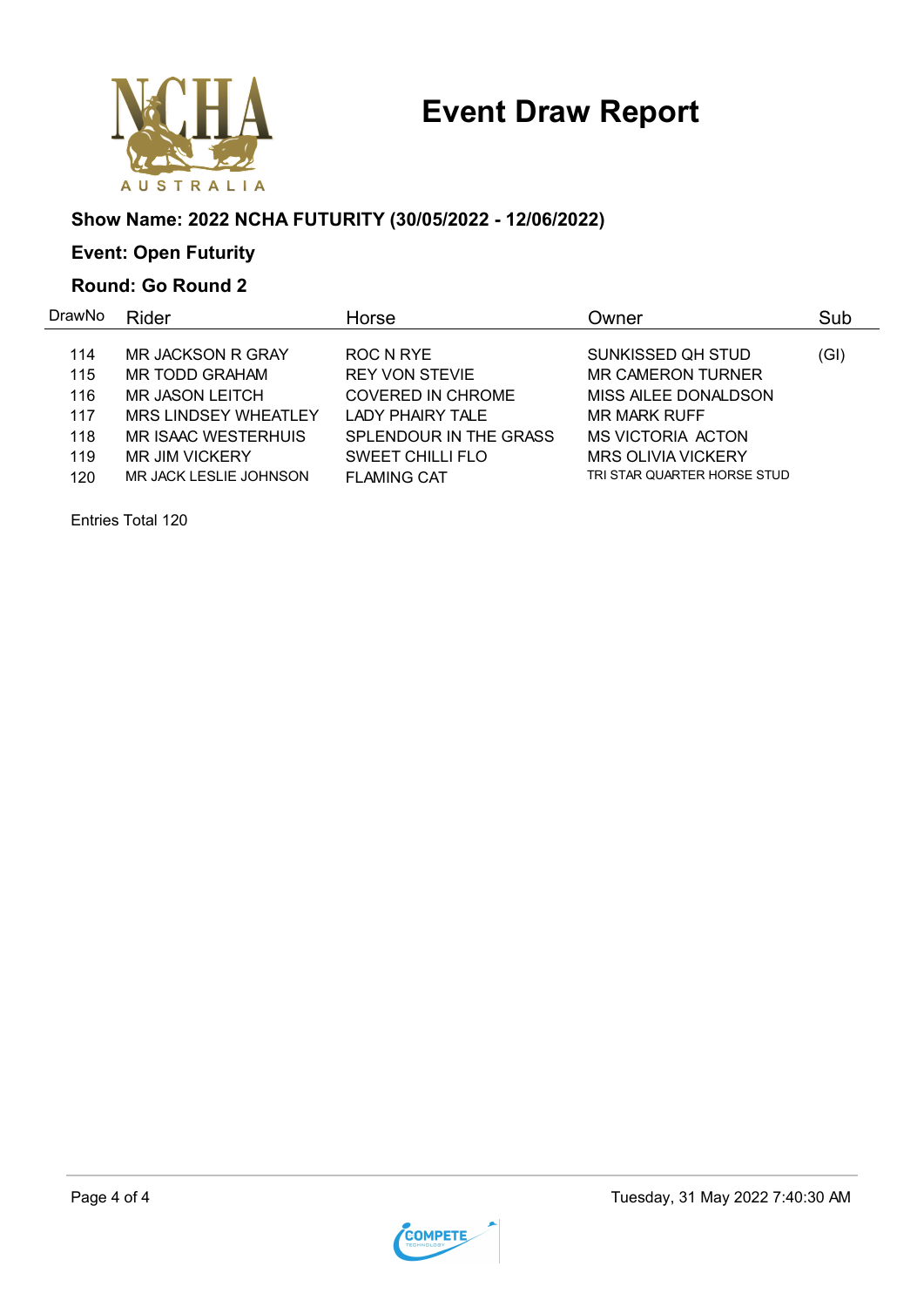# Event Draw Report

**Show Name: 2022 NCHA FUTURITY (30/05/2022 - 12/06/2022)**

**Event: Open Futurity**

**Round: Go Round 2**

| DrawNo | Rider | Horse | Owner | Sub |
|---|---|---|---|---|
| 114 | MR JACKSON R GRAY | ROC N RYE | SUNKISSED QH STUD | (GI) |
| 115 | MR TODD GRAHAM | REY VON STEVIE | MR CAMERON TURNER | |
| 116 | MR JASON LEITCH | COVERED IN CHROME | MISS AILEE DONALDSON | |
| 117 | MRS LINDSEY WHEATLEY | LADY PHAIRY TALE | MR MARK RUFF | |
| 118 | MR ISAAC WESTERHUIS | SPLENDOUR IN THE GRASS | MS VICTORIA ACTON | |
| 119 | MR JIM VICKERY | SWEET CHILLI FLO | MRS OLIVIA VICKERY | |
| 120 | MR JACK LESLIE JOHNSON | FLAMING CAT | TRI STAR QUARTER HORSE STUD | |

Entries Total 120

Tuesday, 31 May 2022 7:40:30 AM